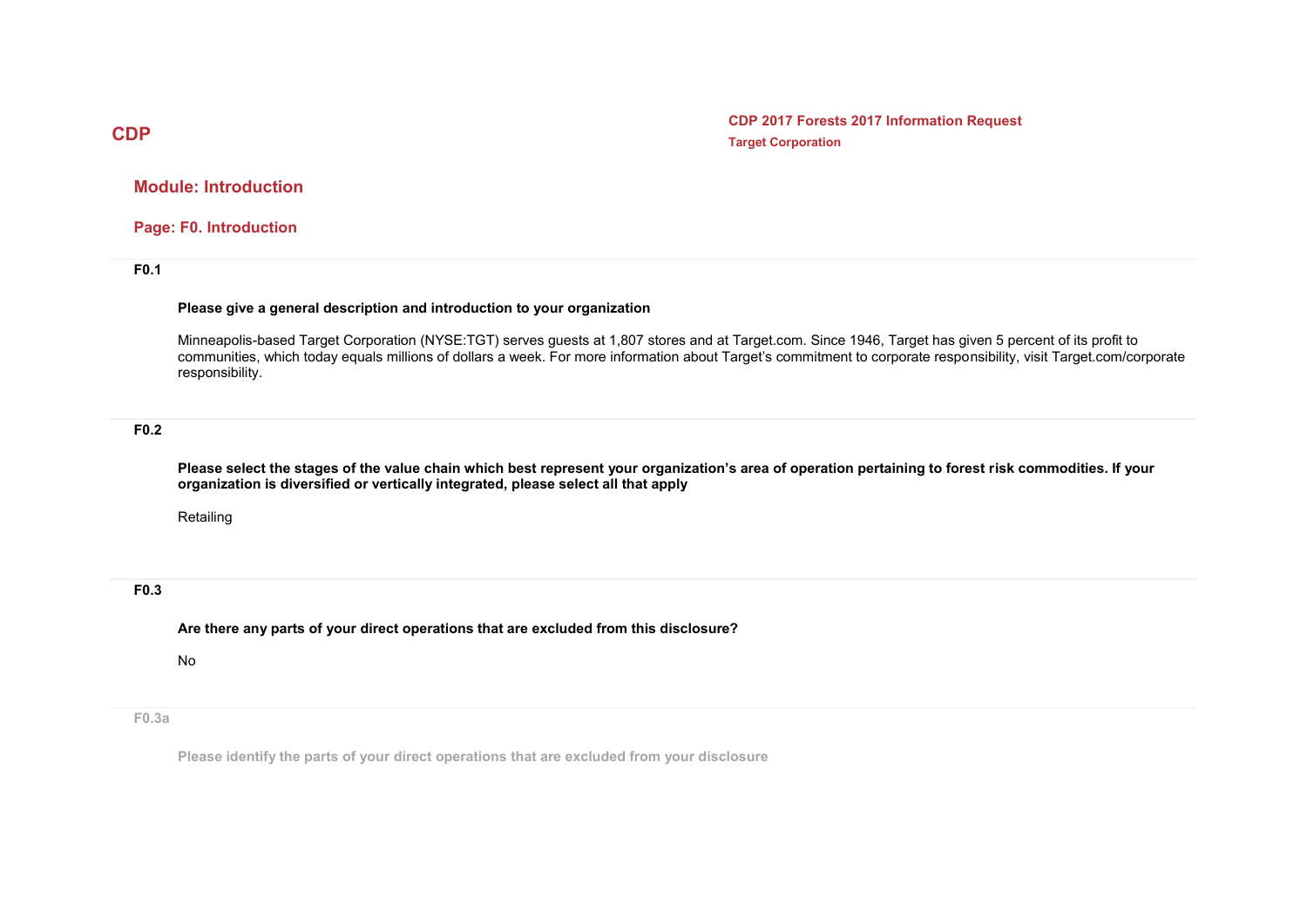# CDP

**CDP 2017 Forests 2017 Information Request**
**Target Corporation**

## Module: Introduction

### Page: F0. Introduction

**F0.1**

**Please give a general description and introduction to your organization**

Minneapolis-based Target Corporation (NYSE:TGT) serves guests at 1,807 stores and at Target.com. Since 1946, Target has given 5 percent of its profit to communities, which today equals millions of dollars a week. For more information about Target's commitment to corporate responsibility, visit Target.com/corporate responsibility.

**F0.2**

**Please select the stages of the value chain which best represent your organization's area of operation pertaining to forest risk commodities. If your organization is diversified or vertically integrated, please select all that apply**

Retailing

**F0.3**

**Are there any parts of your direct operations that are excluded from this disclosure?**

No

**F0.3a**

**Please identify the parts of your direct operations that are excluded from your disclosure**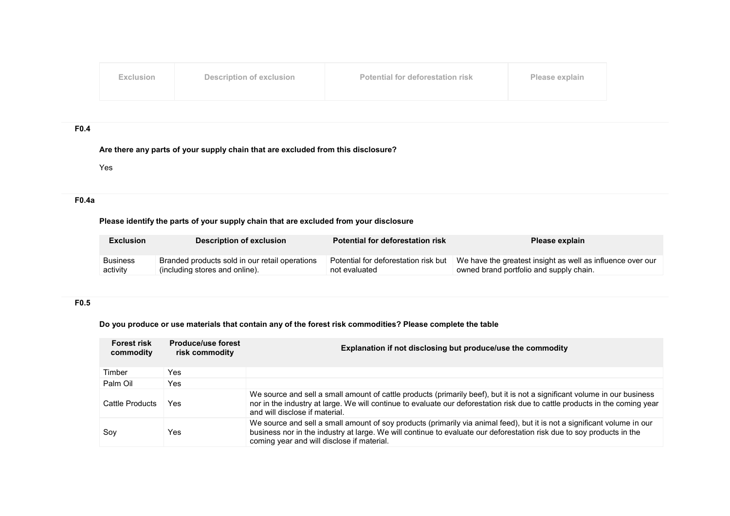| Exclusion | Description of exclusion | Potential for deforestation risk | Please explain |
|---|---|---|---|

**F0.4**

**Are there any parts of your supply chain that are excluded from this disclosure?**

Yes

**F0.4a**

**Please identify the parts of your supply chain that are excluded from your disclosure**

| Exclusion | Description of exclusion | Potential for deforestation risk | Please explain |
|---|---|---|---|
| Business activity | Branded products sold in our retail operations (including stores and online). | Potential for deforestation risk but not evaluated | We have the greatest insight as well as influence over our owned brand portfolio and supply chain. |

**F0.5**

**Do you produce or use materials that contain any of the forest risk commodities? Please complete the table**

| Forest risk commodity | Produce/use forest risk commodity | Explanation if not disclosing but produce/use the commodity |
|---|---|---|
| Timber | Yes | |
| Palm Oil | Yes | |
| Cattle Products | Yes | We source and sell a small amount of cattle products (primarily beef), but it is not a significant volume in our business nor in the industry at large. We will continue to evaluate our deforestation risk due to cattle products in the coming year and will disclose if material. |
| Soy | Yes | We source and sell a small amount of soy products (primarily via animal feed), but it is not a significant volume in our business nor in the industry at large. We will continue to evaluate our deforestation risk due to soy products in the coming year and will disclose if material. |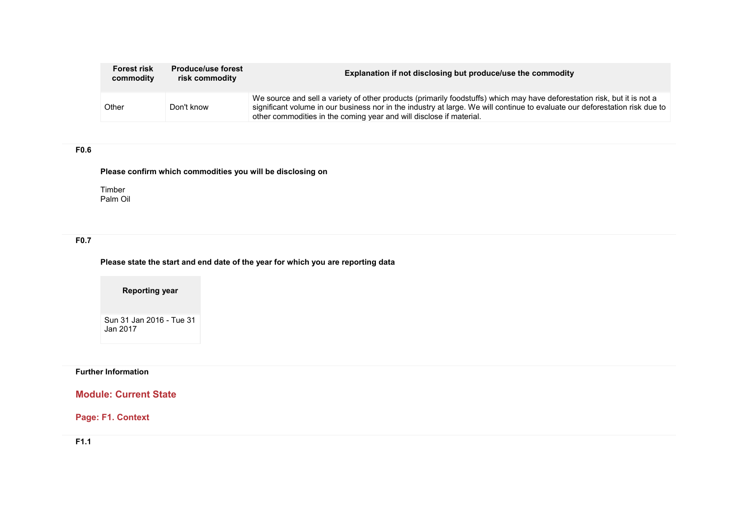| Forest risk commodity | Produce/use forest risk commodity | Explanation if not disclosing but produce/use the commodity |
|---|---|---|
| Other | Don't know | We source and sell a variety of other products (primarily foodstuffs) which may have deforestation risk, but it is not a significant volume in our business nor in the industry at large. We will continue to evaluate our deforestation risk due to other commodities in the coming year and will disclose if material. |

**F0.6**

**Please confirm which commodities you will be disclosing on**

Timber
Palm Oil

**F0.7**

**Please state the start and end date of the year for which you are reporting data**

| Reporting year |
|---|
| Sun 31 Jan 2016 - Tue 31 Jan 2017 |

**Further Information**

## Module: Current State

### Page: F1. Context

**F1.1**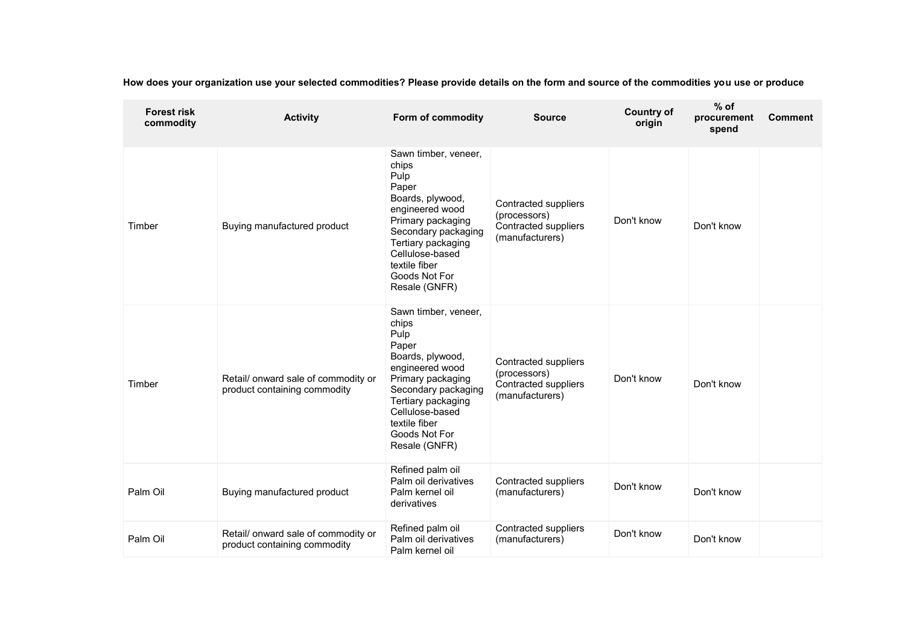**How does your organization use your selected commodities? Please provide details on the form and source of the commodities you use or produce**

| Forest risk commodity | Activity | Form of commodity | Source | Country of origin | % of procurement spend | Comment |
|---|---|---|---|---|---|---|
| Timber | Buying manufactured product | Sawn timber, veneer, chips<br>Pulp<br>Paper<br>Boards, plywood, engineered wood<br>Primary packaging<br>Secondary packaging<br>Tertiary packaging<br>Cellulose-based textile fiber<br>Goods Not For Resale (GNFR) | Contracted suppliers (processors)<br>Contracted suppliers (manufacturers) | Don't know | Don't know | |
| Timber | Retail/ onward sale of commodity or product containing commodity | Sawn timber, veneer, chips<br>Pulp<br>Paper<br>Boards, plywood, engineered wood<br>Primary packaging<br>Secondary packaging<br>Tertiary packaging<br>Cellulose-based textile fiber<br>Goods Not For Resale (GNFR) | Contracted suppliers (processors)<br>Contracted suppliers (manufacturers) | Don't know | Don't know | |
| Palm Oil | Buying manufactured product | Refined palm oil<br>Palm oil derivatives<br>Palm kernel oil derivatives | Contracted suppliers (manufacturers) | Don't know | Don't know | |
| Palm Oil | Retail/ onward sale of commodity or product containing commodity | Refined palm oil<br>Palm oil derivatives<br>Palm kernel oil | Contracted suppliers (manufacturers) | Don't know | Don't know | |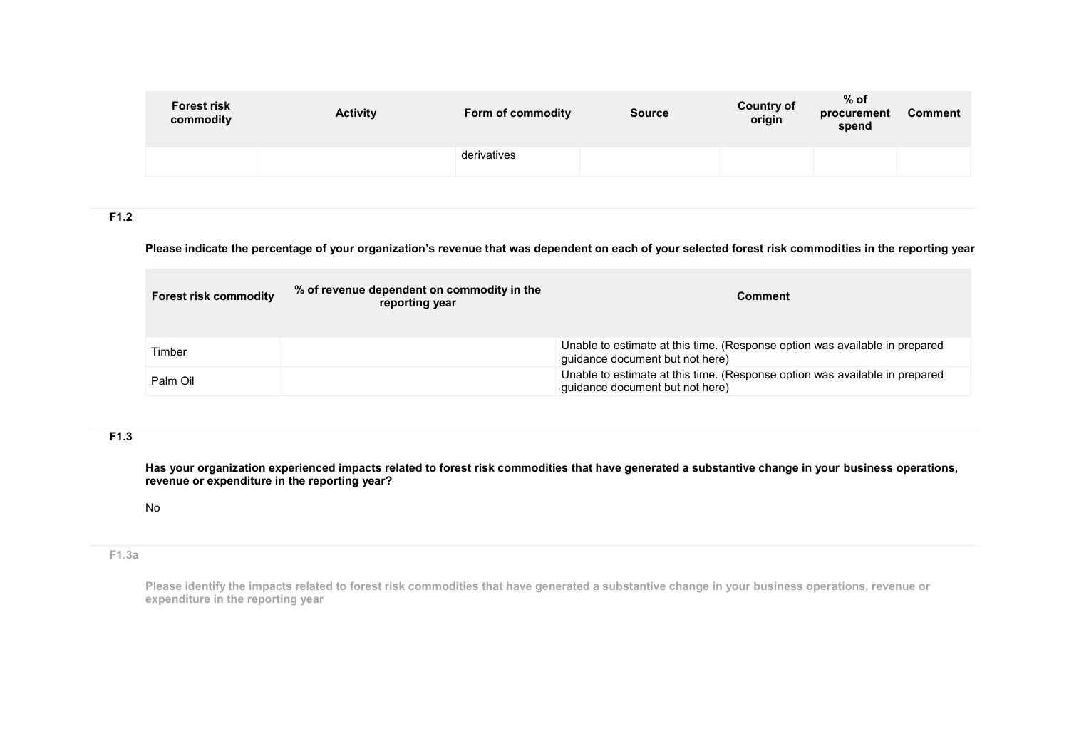| Forest risk commodity | Activity | Form of commodity | Source | Country of origin | % of procurement spend | Comment |
|---|---|---|---|---|---|---|
| | | derivatives | | | | |

**F1.2**

**Please indicate the percentage of your organization's revenue that was dependent on each of your selected forest risk commodities in the reporting year**

| Forest risk commodity | % of revenue dependent on commodity in the reporting year | Comment |
|---|---|---|
| Timber | | Unable to estimate at this time. (Response option was available in prepared guidance document but not here) |
| Palm Oil | | Unable to estimate at this time. (Response option was available in prepared guidance document but not here) |

**F1.3**

**Has your organization experienced impacts related to forest risk commodities that have generated a substantive change in your business operations, revenue or expenditure in the reporting year?**

No

**F1.3a**

**Please identify the impacts related to forest risk commodities that have generated a substantive change in your business operations, revenue or expenditure in the reporting year**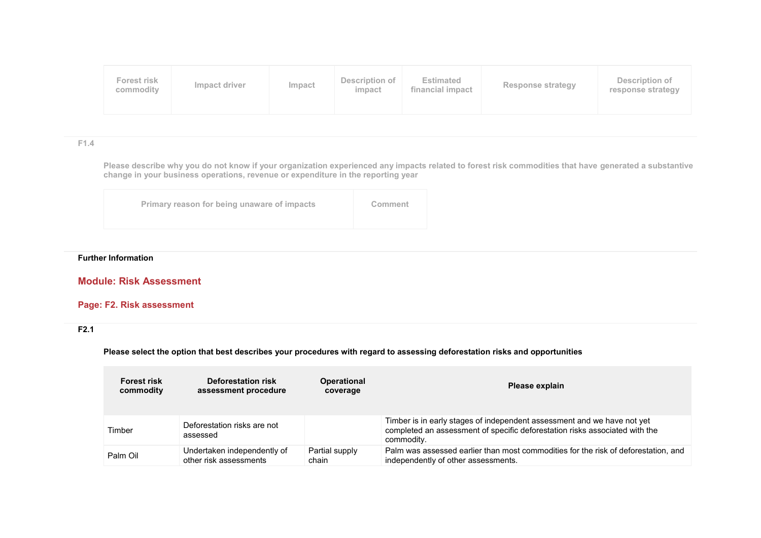| Forest risk commodity | Impact driver | Impact | Description of impact | Estimated financial impact | Response strategy | Description of response strategy |
|---|---|---|---|---|---|---|

**F1.4**

Please describe why you do not know if your organization experienced any impacts related to forest risk commodities that have generated a substantive change in your business operations, revenue or expenditure in the reporting year

| Primary reason for being unaware of impacts | Comment |
|---|---|

**Further Information**

## Module: Risk Assessment

### Page: F2. Risk assessment

**F2.1**

**Please select the option that best describes your procedures with regard to assessing deforestation risks and opportunities**

| Forest risk commodity | Deforestation risk assessment procedure | Operational coverage | Please explain |
|---|---|---|---|
| Timber | Deforestation risks are not assessed | | Timber is in early stages of independent assessment and we have not yet completed an assessment of specific deforestation risks associated with the commodity. |
| Palm Oil | Undertaken independently of other risk assessments | Partial supply chain | Palm was assessed earlier than most commodities for the risk of deforestation, and independently of other assessments. |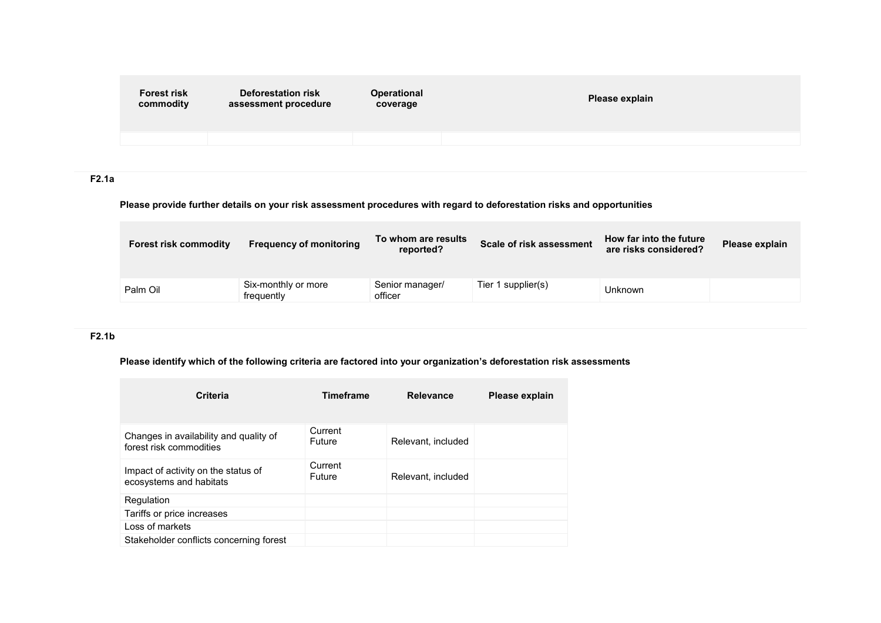| Forest risk commodity | Deforestation risk assessment procedure | Operational coverage | Please explain |
|---|---|---|---|
| | | | |

**F2.1a**

**Please provide further details on your risk assessment procedures with regard to deforestation risks and opportunities**

| Forest risk commodity | Frequency of monitoring | To whom are results reported? | Scale of risk assessment | How far into the future are risks considered? | Please explain |
|---|---|---|---|---|---|
| Palm Oil | Six-monthly or more frequently | Senior manager/ officer | Tier 1 supplier(s) | Unknown | |

**F2.1b**

**Please identify which of the following criteria are factored into your organization's deforestation risk assessments**

| Criteria | Timeframe | Relevance | Please explain |
|---|---|---|---|
| Changes in availability and quality of forest risk commodities | Current Future | Relevant, included | |
| Impact of activity on the status of ecosystems and habitats | Current Future | Relevant, included | |
| Regulation | | | |
| Tariffs or price increases | | | |
| Loss of markets | | | |
| Stakeholder conflicts concerning forest | | | |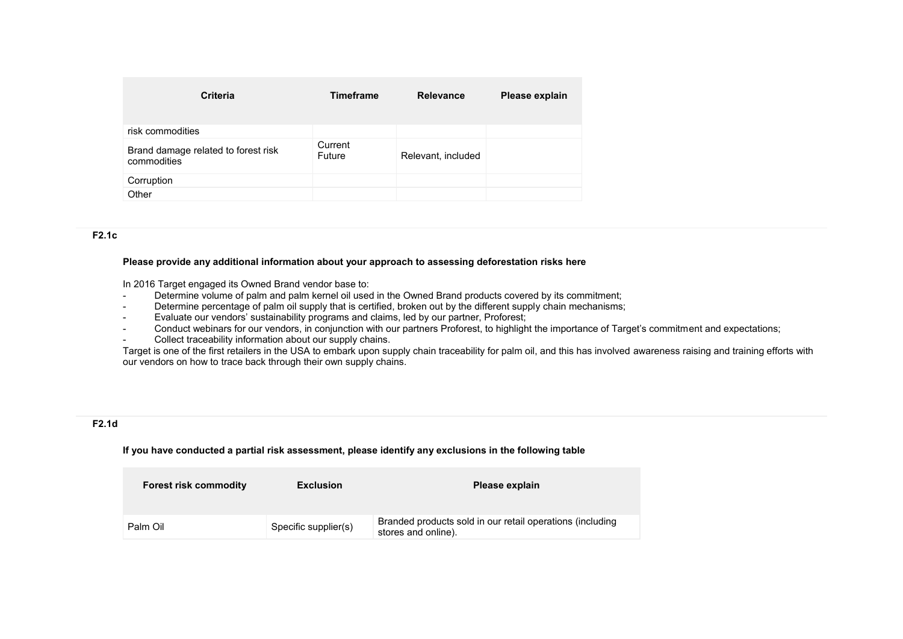| Criteria | Timeframe | Relevance | Please explain |
| --- | --- | --- | --- |
| risk commodities | | | |
| Brand damage related to forest risk commodities | Current<br>Future | Relevant, included | |
| Corruption | | | |
| Other | | | |

**F2.1c**

**Please provide any additional information about your approach to assessing deforestation risks here**

In 2016 Target engaged its Owned Brand vendor base to:

- Determine volume of palm and palm kernel oil used in the Owned Brand products covered by its commitment;
- Determine percentage of palm oil supply that is certified, broken out by the different supply chain mechanisms;
- Evaluate our vendors' sustainability programs and claims, led by our partner, Proforest;
- Conduct webinars for our vendors, in conjunction with our partners Proforest, to highlight the importance of Target's commitment and expectations;
- Collect traceability information about our supply chains.

Target is one of the first retailers in the USA to embark upon supply chain traceability for palm oil, and this has involved awareness raising and training efforts with our vendors on how to trace back through their own supply chains.

**F2.1d**

**If you have conducted a partial risk assessment, please identify any exclusions in the following table**

| Forest risk commodity | Exclusion | Please explain |
| --- | --- | --- |
| Palm Oil | Specific supplier(s) | Branded products sold in our retail operations (including stores and online). |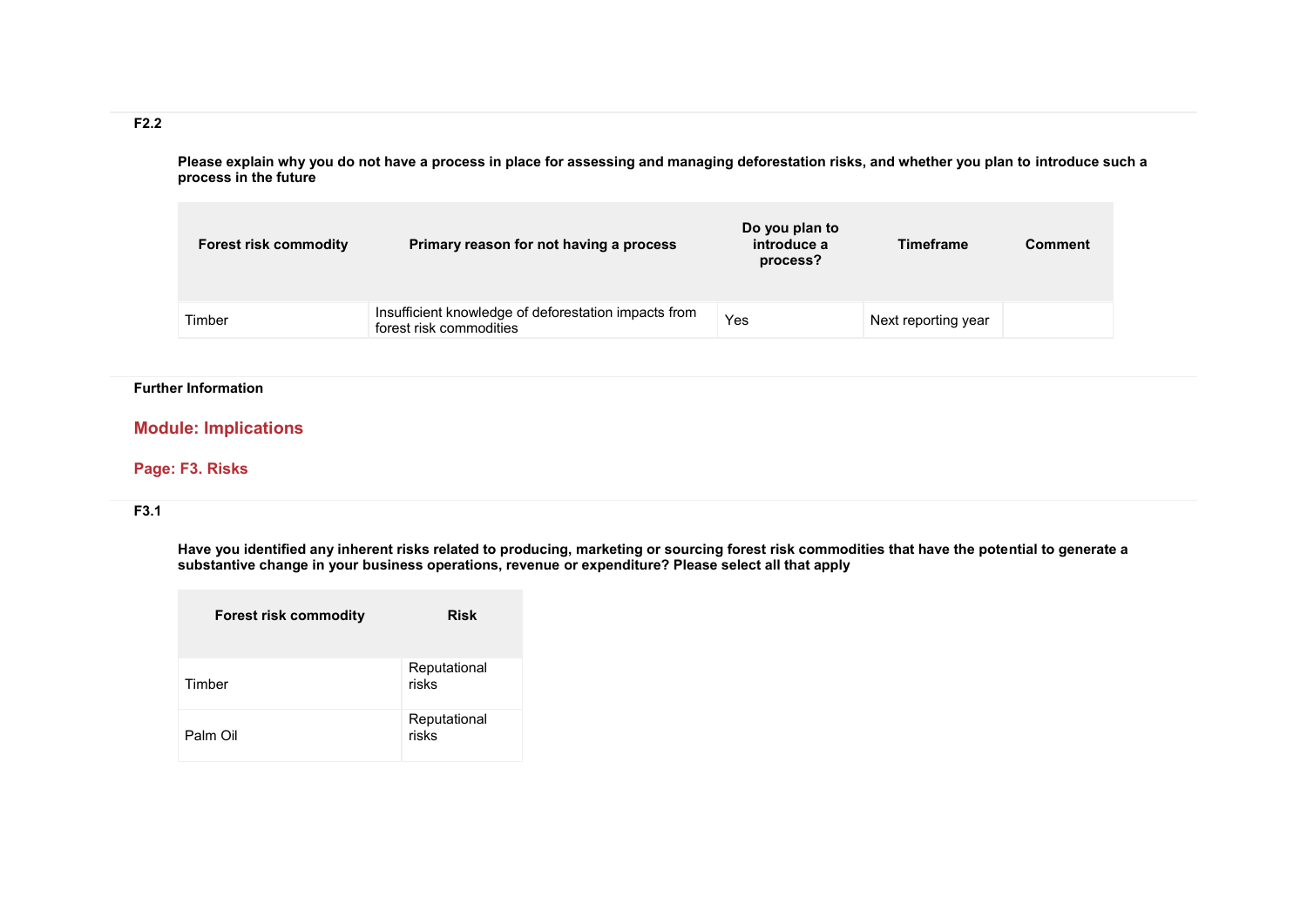**F2.2**

**Please explain why you do not have a process in place for assessing and managing deforestation risks, and whether you plan to introduce such a process in the future**

| Forest risk commodity | Primary reason for not having a process | Do you plan to introduce a process? | Timeframe | Comment |
|---|---|---|---|---|
| Timber | Insufficient knowledge of deforestation impacts from forest risk commodities | Yes | Next reporting year | |

**Further Information**

## Module: Implications

### Page: F3. Risks

**F3.1**

**Have you identified any inherent risks related to producing, marketing or sourcing forest risk commodities that have the potential to generate a substantive change in your business operations, revenue or expenditure? Please select all that apply**

| Forest risk commodity | Risk |
|---|---|
| Timber | Reputational risks |
| Palm Oil | Reputational risks |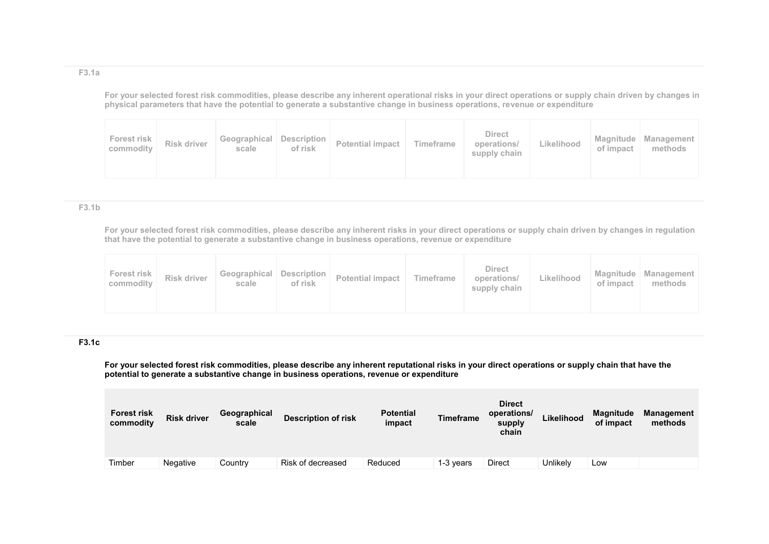F3.1a

**For your selected forest risk commodities, please describe any inherent operational risks in your direct operations or supply chain driven by changes in physical parameters that have the potential to generate a substantive change in business operations, revenue or expenditure**

| Forest risk commodity | Risk driver | Geographical scale | Description of risk | Potential impact | Timeframe | Direct operations/ supply chain | Likelihood | Magnitude of impact | Management methods |
|---|---|---|---|---|---|---|---|---|---|

F3.1b

**For your selected forest risk commodities, please describe any inherent risks in your direct operations or supply chain driven by changes in regulation that have the potential to generate a substantive change in business operations, revenue or expenditure**

| Forest risk commodity | Risk driver | Geographical scale | Description of risk | Potential impact | Timeframe | Direct operations/ supply chain | Likelihood | Magnitude of impact | Management methods |
|---|---|---|---|---|---|---|---|---|---|

**F3.1c**

**For your selected forest risk commodities, please describe any inherent reputational risks in your direct operations or supply chain that have the potential to generate a substantive change in business operations, revenue or expenditure**

| Forest risk commodity | Risk driver | Geographical scale | Description of risk | Potential impact | Timeframe | Direct operations/ supply chain | Likelihood | Magnitude of impact | Management methods |
|---|---|---|---|---|---|---|---|---|---|
| Timber | Negative | Country | Risk of decreased | Reduced | 1-3 years | Direct | Unlikely | Low | |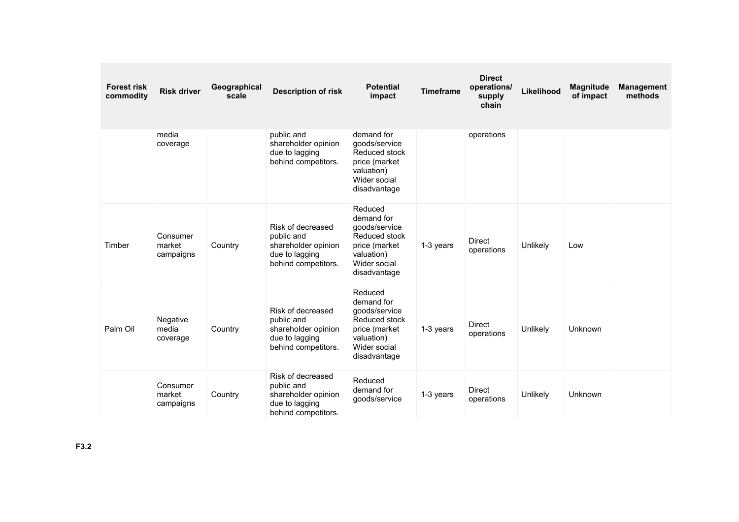| Forest risk commodity | Risk driver | Geographical scale | Description of risk | Potential impact | Timeframe | Direct operations/ supply chain | Likelihood | Magnitude of impact | Management methods |
|---|---|---|---|---|---|---|---|---|---|
| | media coverage | | public and shareholder opinion due to lagging behind competitors. | demand for goods/service Reduced stock price (market valuation) Wider social disadvantage | | operations | | | |
| Timber | Consumer market campaigns | Country | Risk of decreased public and shareholder opinion due to lagging behind competitors. | Reduced demand for goods/service Reduced stock price (market valuation) Wider social disadvantage | 1-3 years | Direct operations | Unlikely | Low | |
| Palm Oil | Negative media coverage | Country | Risk of decreased public and shareholder opinion due to lagging behind competitors. | Reduced demand for goods/service Reduced stock price (market valuation) Wider social disadvantage | 1-3 years | Direct operations | Unlikely | Unknown | |
| | Consumer market campaigns | Country | Risk of decreased public and shareholder opinion due to lagging behind competitors. | Reduced demand for goods/service | 1-3 years | Direct operations | Unlikely | Unknown | |

**F3.2**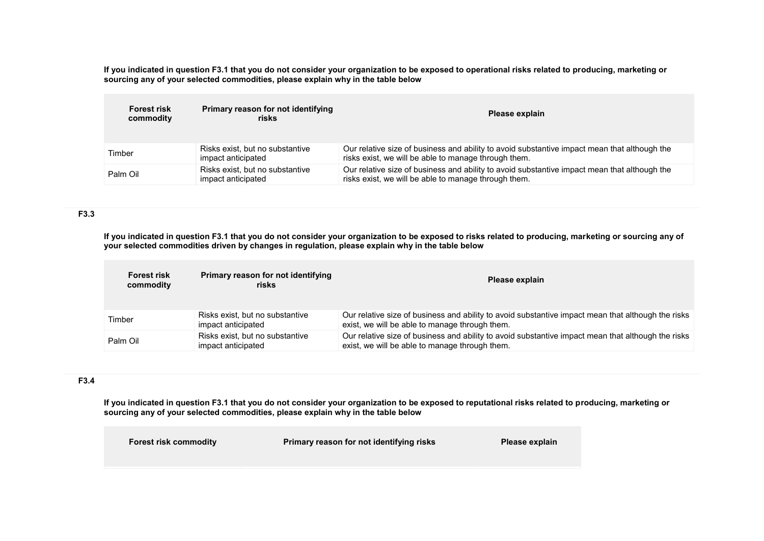**If you indicated in question F3.1 that you do not consider your organization to be exposed to operational risks related to producing, marketing or sourcing any of your selected commodities, please explain why in the table below**

| Forest risk commodity | Primary reason for not identifying risks | Please explain |
|---|---|---|
| Timber | Risks exist, but no substantive impact anticipated | Our relative size of business and ability to avoid substantive impact mean that although the risks exist, we will be able to manage through them. |
| Palm Oil | Risks exist, but no substantive impact anticipated | Our relative size of business and ability to avoid substantive impact mean that although the risks exist, we will be able to manage through them. |

### F3.3

**If you indicated in question F3.1 that you do not consider your organization to be exposed to risks related to producing, marketing or sourcing any of your selected commodities driven by changes in regulation, please explain why in the table below**

| Forest risk commodity | Primary reason for not identifying risks | Please explain |
|---|---|---|
| Timber | Risks exist, but no substantive impact anticipated | Our relative size of business and ability to avoid substantive impact mean that although the risks exist, we will be able to manage through them. |
| Palm Oil | Risks exist, but no substantive impact anticipated | Our relative size of business and ability to avoid substantive impact mean that although the risks exist, we will be able to manage through them. |

### F3.4

**If you indicated in question F3.1 that you do not consider your organization to be exposed to reputational risks related to producing, marketing or sourcing any of your selected commodities, please explain why in the table below**

| Forest risk commodity | Primary reason for not identifying risks | Please explain |
|---|---|---|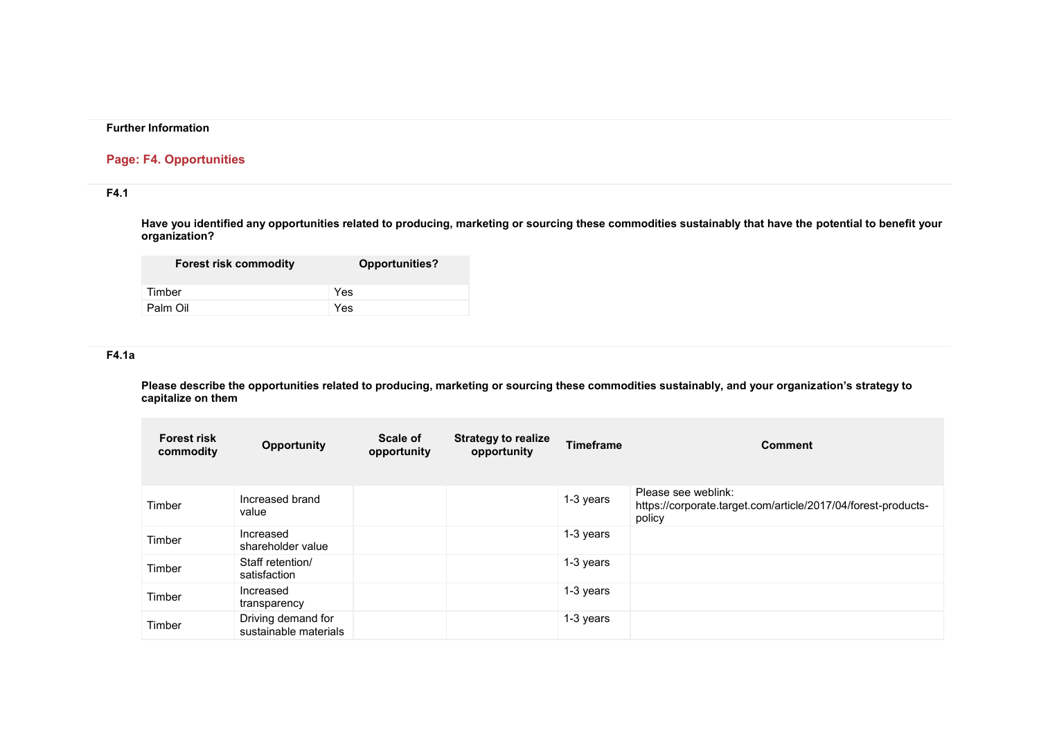**Further Information**

## Page: F4. Opportunities

### F4.1

**Have you identified any opportunities related to producing, marketing or sourcing these commodities sustainably that have the potential to benefit your organization?**

| Forest risk commodity | Opportunities? |
|---|---|
| Timber | Yes |
| Palm Oil | Yes |

### F4.1a

**Please describe the opportunities related to producing, marketing or sourcing these commodities sustainably, and your organization's strategy to capitalize on them**

| Forest risk commodity | Opportunity | Scale of opportunity | Strategy to realize opportunity | Timeframe | Comment |
|---|---|---|---|---|---|
| Timber | Increased brand value | | | 1-3 years | Please see weblink: https://corporate.target.com/article/2017/04/forest-products-policy |
| Timber | Increased shareholder value | | | 1-3 years | |
| Timber | Staff retention/ satisfaction | | | 1-3 years | |
| Timber | Increased transparency | | | 1-3 years | |
| Timber | Driving demand for sustainable materials | | | 1-3 years | |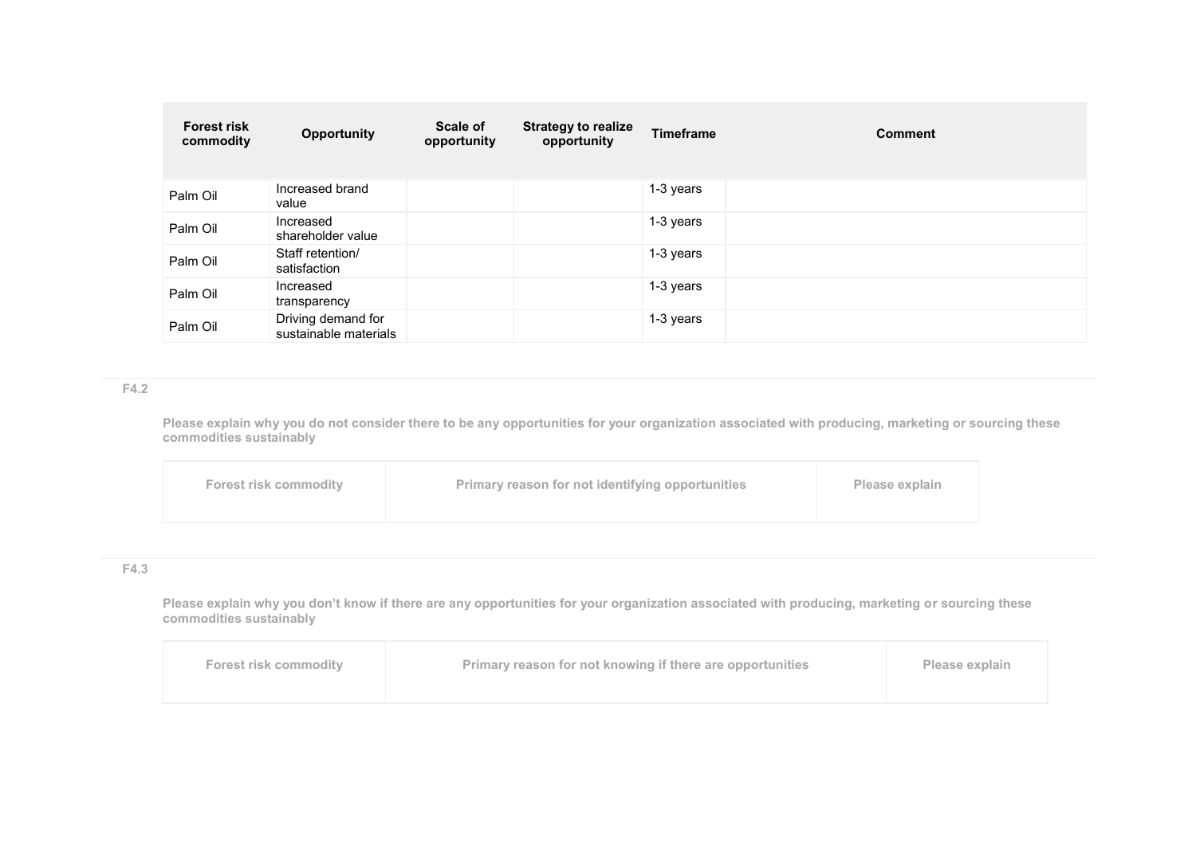| Forest risk commodity | Opportunity | Scale of opportunity | Strategy to realize opportunity | Timeframe | Comment |
|---|---|---|---|---|---|
| Palm Oil | Increased brand value | | | 1-3 years | |
| Palm Oil | Increased shareholder value | | | 1-3 years | |
| Palm Oil | Staff retention/ satisfaction | | | 1-3 years | |
| Palm Oil | Increased transparency | | | 1-3 years | |
| Palm Oil | Driving demand for sustainable materials | | | 1-3 years | |

**F4.2**

**Please explain why you do not consider there to be any opportunities for your organization associated with producing, marketing or sourcing these commodities sustainably**

| Forest risk commodity | Primary reason for not identifying opportunities | Please explain |
|---|---|---|

**F4.3**

**Please explain why you don't know if there are any opportunities for your organization associated with producing, marketing or sourcing these commodities sustainably**

| Forest risk commodity | Primary reason for not knowing if there are opportunities | Please explain |
|---|---|---|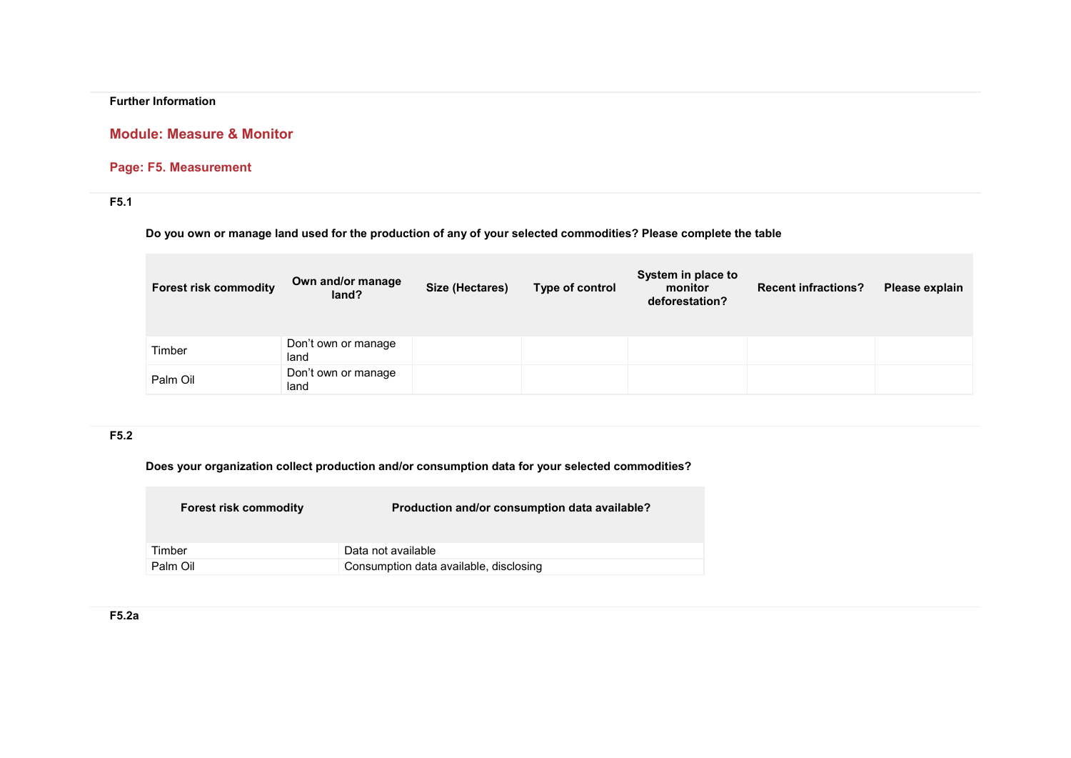**Further Information**

## Module: Measure & Monitor

### Page: F5. Measurement

**F5.1**

**Do you own or manage land used for the production of any of your selected commodities? Please complete the table**

| Forest risk commodity | Own and/or manage land? | Size (Hectares) | Type of control | System in place to monitor deforestation? | Recent infractions? | Please explain |
|---|---|---|---|---|---|---|
| Timber | Don't own or manage land | | | | | |
| Palm Oil | Don't own or manage land | | | | | |

**F5.2**

**Does your organization collect production and/or consumption data for your selected commodities?**

| Forest risk commodity | Production and/or consumption data available? |
|---|---|
| Timber | Data not available |
| Palm Oil | Consumption data available, disclosing |

**F5.2a**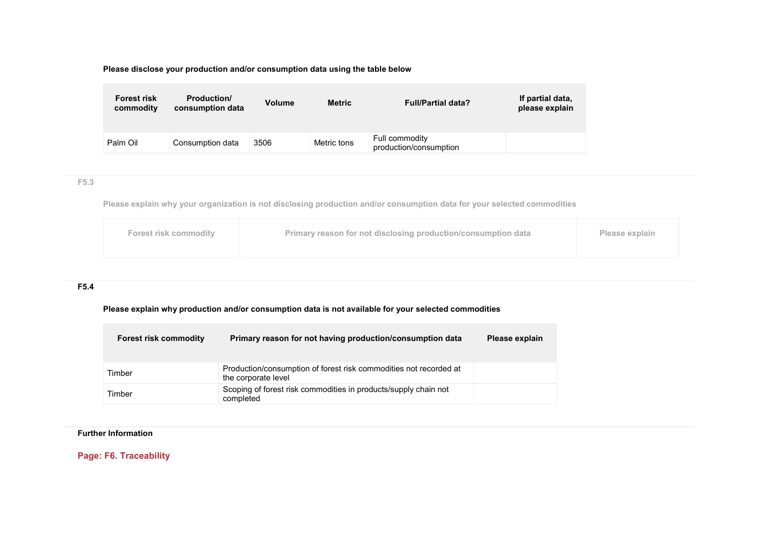**Please disclose your production and/or consumption data using the table below**

| Forest risk commodity | Production/ consumption data | Volume | Metric | Full/Partial data? | If partial data, please explain |
|---|---|---|---|---|---|
| Palm Oil | Consumption data | 3506 | Metric tons | Full commodity production/consumption | |

**F5.3**

**Please explain why your organization is not disclosing production and/or consumption data for your selected commodities**

| Forest risk commodity | Primary reason for not disclosing production/consumption data | Please explain |
|---|---|---|

**F5.4**

**Please explain why production and/or consumption data is not available for your selected commodities**

| Forest risk commodity | Primary reason for not having production/consumption data | Please explain |
|---|---|---|
| Timber | Production/consumption of forest risk commodities not recorded at the corporate level | |
| Timber | Scoping of forest risk commodities in products/supply chain not completed | |

**Further Information**

## Page: F6. Traceability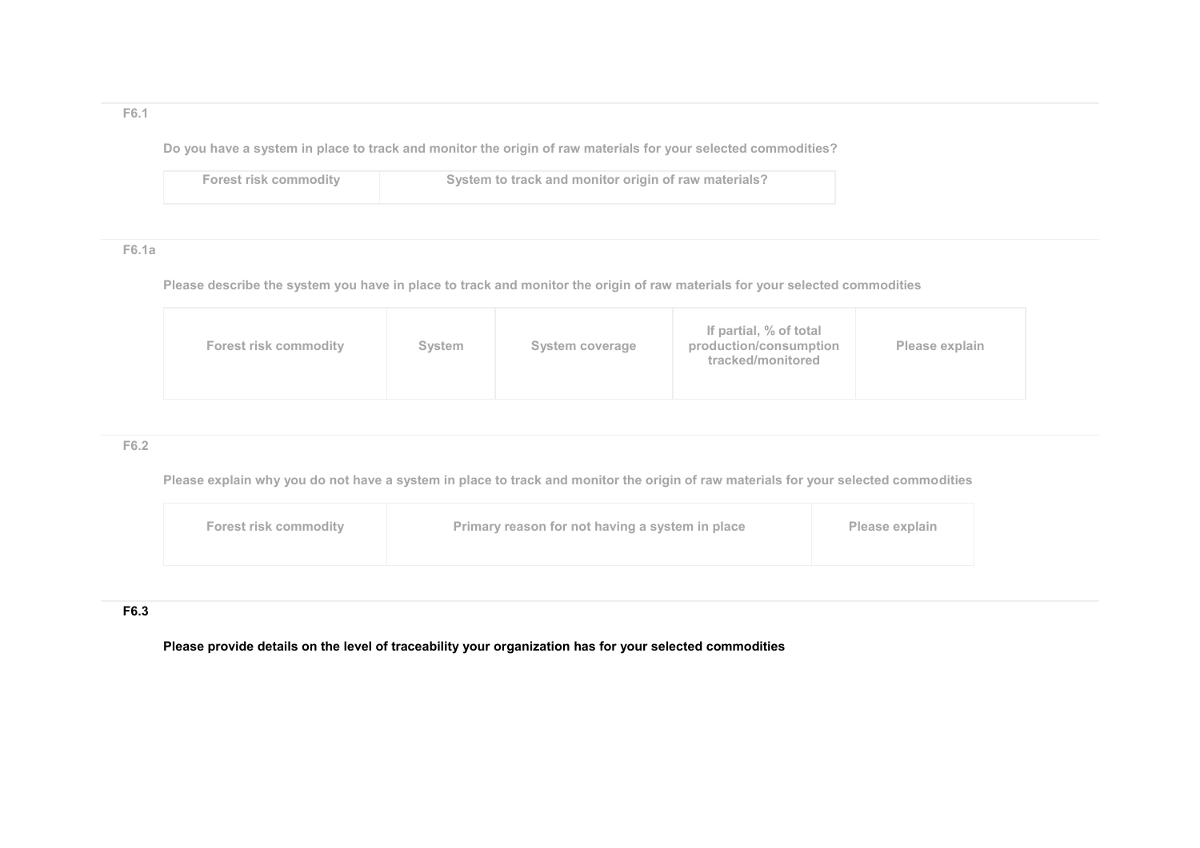F6.1

**Do you have a system in place to track and monitor the origin of raw materials for your selected commodities?**

| Forest risk commodity | System to track and monitor origin of raw materials? |
| --- | --- |

F6.1a

**Please describe the system you have in place to track and monitor the origin of raw materials for your selected commodities**

| Forest risk commodity | System | System coverage | If partial, % of total production/consumption tracked/monitored | Please explain |
| --- | --- | --- | --- | --- |

F6.2

**Please explain why you do not have a system in place to track and monitor the origin of raw materials for your selected commodities**

| Forest risk commodity | Primary reason for not having a system in place | Please explain |
| --- | --- | --- |

F6.3

**Please provide details on the level of traceability your organization has for your selected commodities**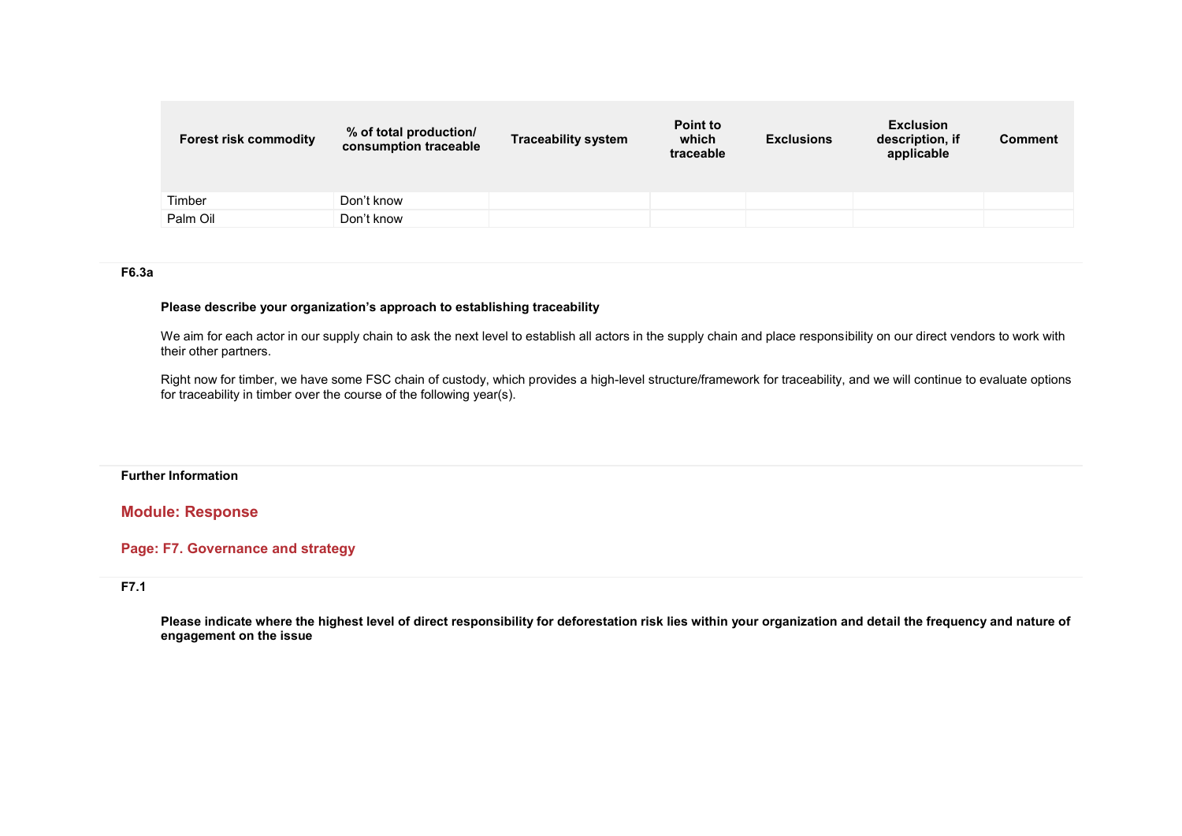| Forest risk commodity | % of total production/ consumption traceable | Traceability system | Point to which traceable | Exclusions | Exclusion description, if applicable | Comment |
|---|---|---|---|---|---|---|
| Timber | Don't know | | | | | |
| Palm Oil | Don't know | | | | | |

**F6.3a**

**Please describe your organization's approach to establishing traceability**

We aim for each actor in our supply chain to ask the next level to establish all actors in the supply chain and place responsibility on our direct vendors to work with their other partners.

Right now for timber, we have some FSC chain of custody, which provides a high-level structure/framework for traceability, and we will continue to evaluate options for traceability in timber over the course of the following year(s).

**Further Information**

## Module: Response

### Page: F7. Governance and strategy

**F7.1**

**Please indicate where the highest level of direct responsibility for deforestation risk lies within your organization and detail the frequency and nature of engagement on the issue**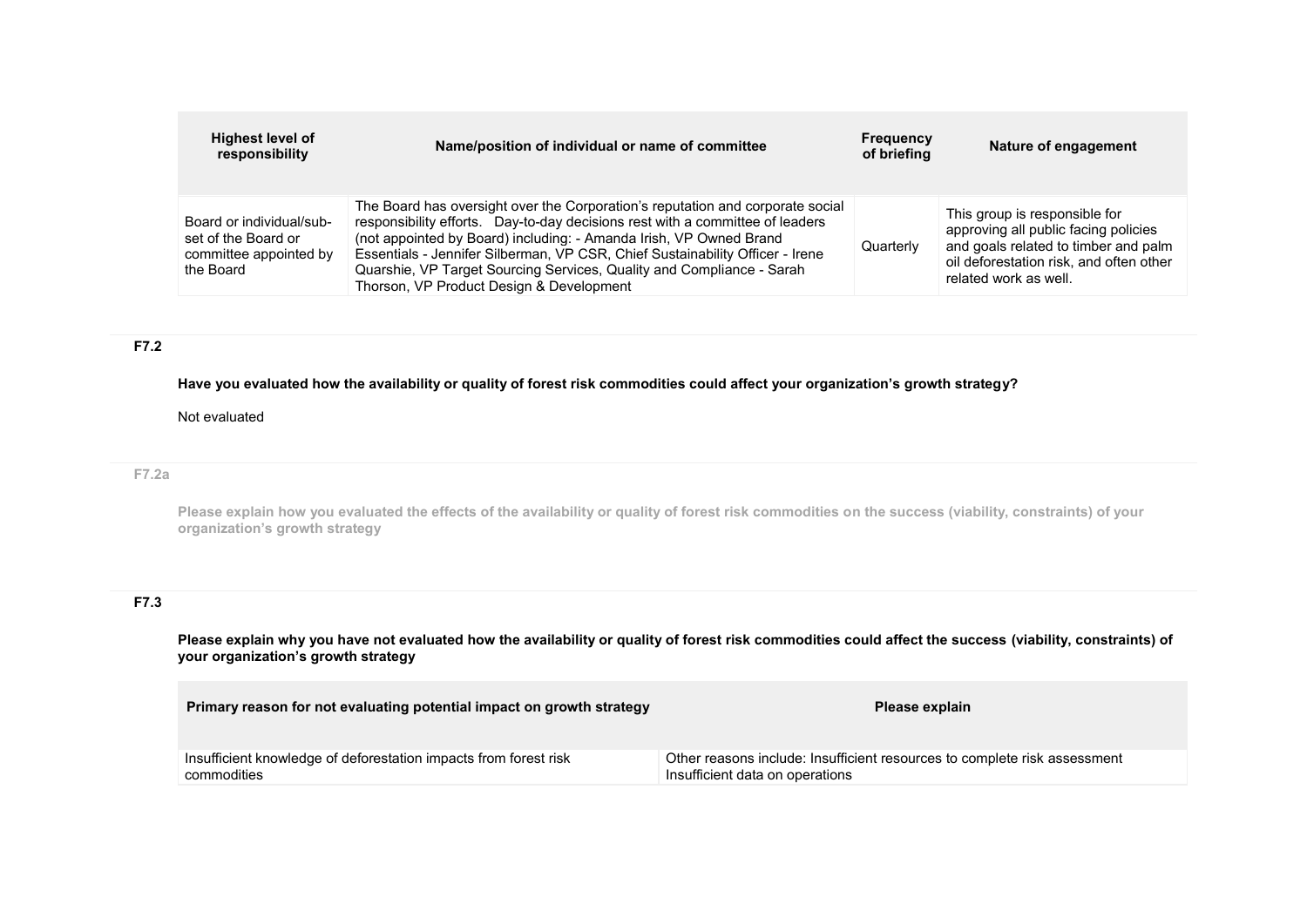| Highest level of responsibility | Name/position of individual or name of committee | Frequency of briefing | Nature of engagement |
|---|---|---|---|
| Board or individual/sub-set of the Board or committee appointed by the Board | The Board has oversight over the Corporation's reputation and corporate social responsibility efforts. Day-to-day decisions rest with a committee of leaders (not appointed by Board) including: - Amanda Irish, VP Owned Brand Essentials - Jennifer Silberman, VP CSR, Chief Sustainability Officer - Irene Quarshie, VP Target Sourcing Services, Quality and Compliance - Sarah Thorson, VP Product Design & Development | Quarterly | This group is responsible for approving all public facing policies and goals related to timber and palm oil deforestation risk, and often other related work as well. |

**F7.2**

**Have you evaluated how the availability or quality of forest risk commodities could affect your organization's growth strategy?**

Not evaluated

**F7.2a**

**Please explain how you evaluated the effects of the availability or quality of forest risk commodities on the success (viability, constraints) of your organization's growth strategy**

**F7.3**

**Please explain why you have not evaluated how the availability or quality of forest risk commodities could affect the success (viability, constraints) of your organization's growth strategy**

| Primary reason for not evaluating potential impact on growth strategy | Please explain |
|---|---|
| Insufficient knowledge of deforestation impacts from forest risk commodities | Other reasons include: Insufficient resources to complete risk assessment Insufficient data on operations |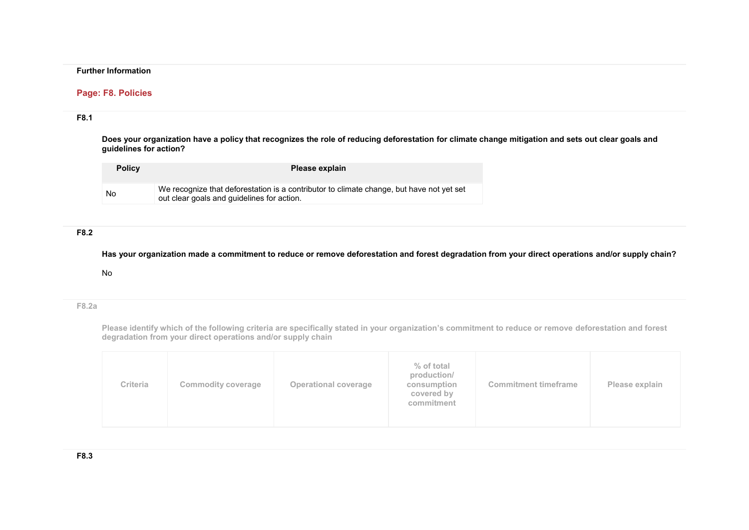**Further Information**

## Page: F8. Policies

**F8.1**

**Does your organization have a policy that recognizes the role of reducing deforestation for climate change mitigation and sets out clear goals and guidelines for action?**

| Policy | Please explain |
|---|---|
| No | We recognize that deforestation is a contributor to climate change, but have not yet set out clear goals and guidelines for action. |

**F8.2**

**Has your organization made a commitment to reduce or remove deforestation and forest degradation from your direct operations and/or supply chain?**

No

**F8.2a**

**Please identify which of the following criteria are specifically stated in your organization's commitment to reduce or remove deforestation and forest degradation from your direct operations and/or supply chain**

| Criteria | Commodity coverage | Operational coverage | % of total production/ consumption covered by commitment | Commitment timeframe | Please explain |
|---|---|---|---|---|---|

**F8.3**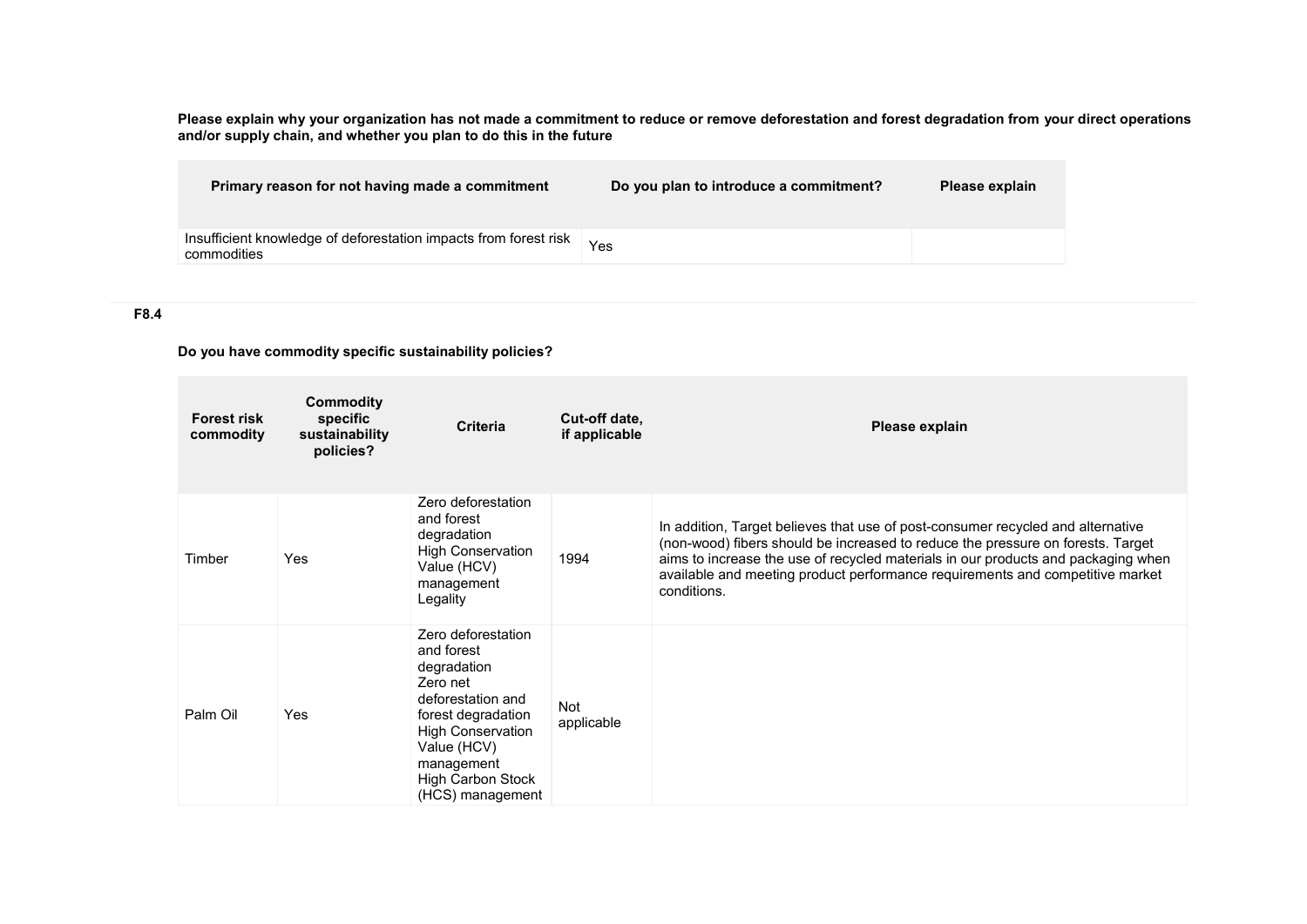**Please explain why your organization has not made a commitment to reduce or remove deforestation and forest degradation from your direct operations and/or supply chain, and whether you plan to do this in the future**

| Primary reason for not having made a commitment | Do you plan to introduce a commitment? | Please explain |
|---|---|---|
| Insufficient knowledge of deforestation impacts from forest risk commodities | Yes | |

**F8.4**

**Do you have commodity specific sustainability policies?**

| Forest risk commodity | Commodity specific sustainability policies? | Criteria | Cut-off date, if applicable | Please explain |
|---|---|---|---|---|
| Timber | Yes | Zero deforestation and forest degradation<br>High Conservation Value (HCV) management<br>Legality | 1994 | In addition, Target believes that use of post-consumer recycled and alternative (non-wood) fibers should be increased to reduce the pressure on forests. Target aims to increase the use of recycled materials in our products and packaging when available and meeting product performance requirements and competitive market conditions. |
| Palm Oil | Yes | Zero deforestation and forest degradation<br>Zero net deforestation and forest degradation<br>High Conservation Value (HCV) management<br>High Carbon Stock (HCS) management | Not applicable | |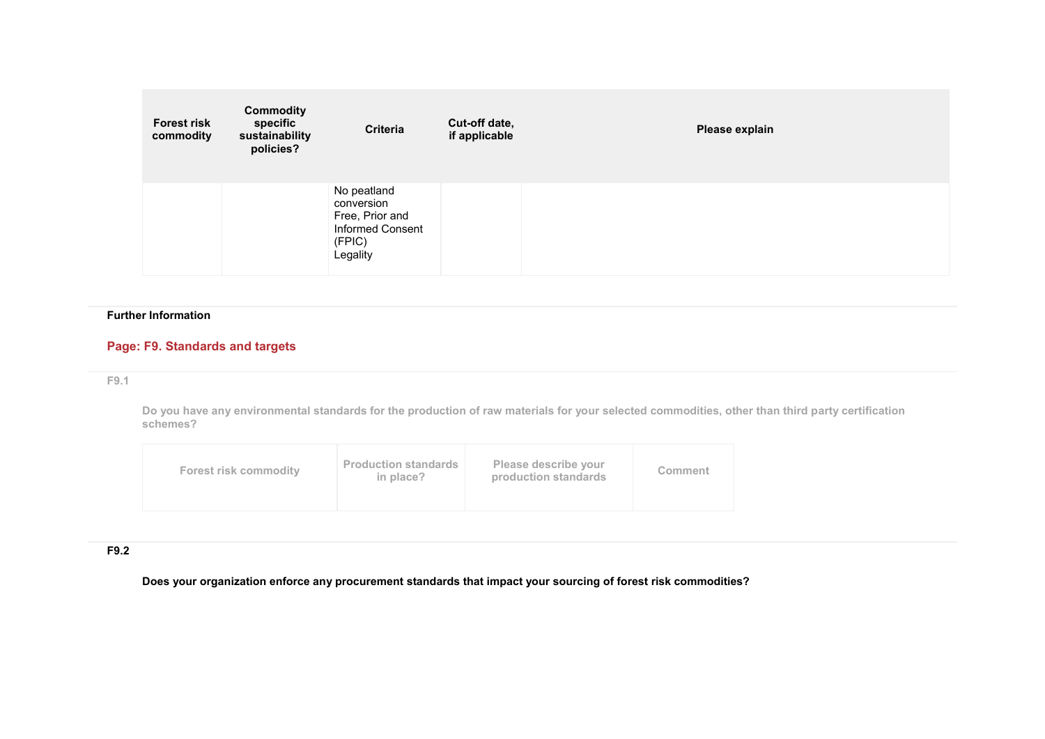| Forest risk commodity | Commodity specific sustainability policies? | Criteria | Cut-off date, if applicable | Please explain |
|---|---|---|---|---|
| | | No peatland conversion<br>Free, Prior and Informed Consent (FPIC)<br>Legality | | |

**Further Information**

## Page: F9. Standards and targets

F9.1

**Do you have any environmental standards for the production of raw materials for your selected commodities, other than third party certification schemes?**

| Forest risk commodity | Production standards in place? | Please describe your production standards | Comment |
|---|---|---|---|

**F9.2**

**Does your organization enforce any procurement standards that impact your sourcing of forest risk commodities?**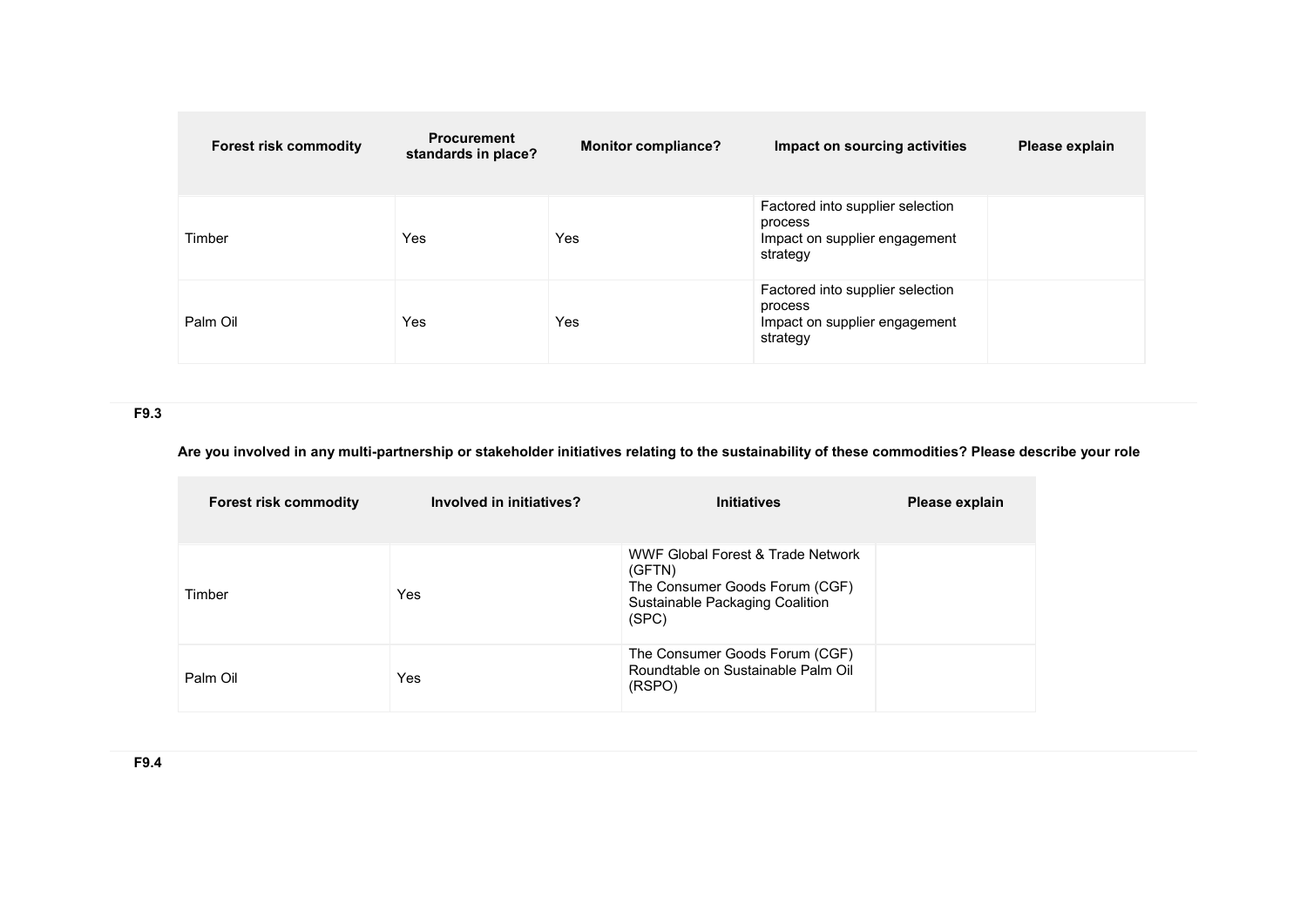| Forest risk commodity | Procurement standards in place? | Monitor compliance? | Impact on sourcing activities | Please explain |
|---|---|---|---|---|
| Timber | Yes | Yes | Factored into supplier selection process<br>Impact on supplier engagement strategy | |
| Palm Oil | Yes | Yes | Factored into supplier selection process<br>Impact on supplier engagement strategy | |

**F9.3**

**Are you involved in any multi-partnership or stakeholder initiatives relating to the sustainability of these commodities? Please describe your role**

| Forest risk commodity | Involved in initiatives? | Initiatives | Please explain |
|---|---|---|---|
| Timber | Yes | WWF Global Forest & Trade Network (GFTN)<br>The Consumer Goods Forum (CGF)<br>Sustainable Packaging Coalition (SPC) | |
| Palm Oil | Yes | The Consumer Goods Forum (CGF)<br>Roundtable on Sustainable Palm Oil (RSPO) | |

**F9.4**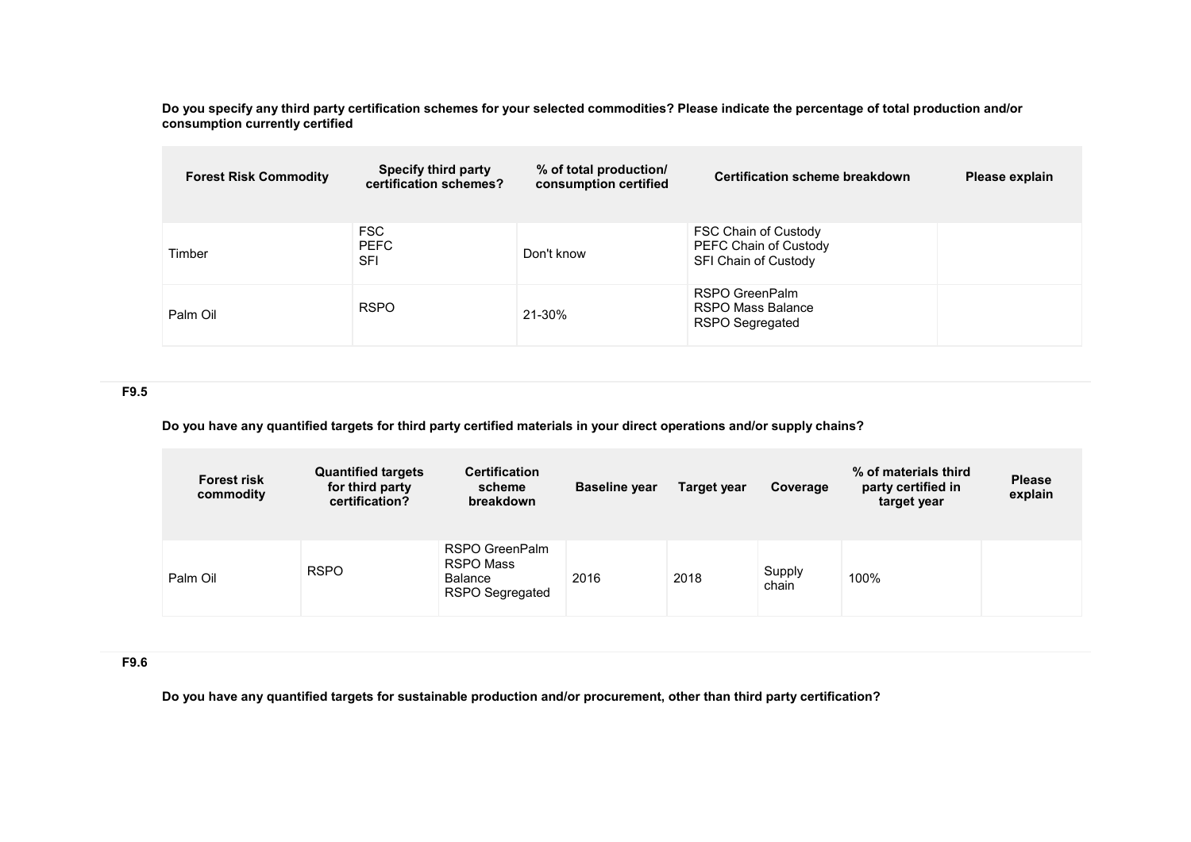**Do you specify any third party certification schemes for your selected commodities? Please indicate the percentage of total production and/or consumption currently certified**

| Forest Risk Commodity | Specify third party certification schemes? | % of total production/ consumption certified | Certification scheme breakdown | Please explain |
|---|---|---|---|---|
| Timber | FSC<br>PEFC<br>SFI | Don't know | FSC Chain of Custody<br>PEFC Chain of Custody<br>SFI Chain of Custody | |
| Palm Oil | RSPO | 21-30% | RSPO GreenPalm<br>RSPO Mass Balance<br>RSPO Segregated | |

**F9.5**

**Do you have any quantified targets for third party certified materials in your direct operations and/or supply chains?**

| Forest risk commodity | Quantified targets for third party certification? | Certification scheme breakdown | Baseline year | Target year | Coverage | % of materials third party certified in target year | Please explain |
|---|---|---|---|---|---|---|---|
| Palm Oil | RSPO | RSPO GreenPalm<br>RSPO Mass Balance<br>RSPO Segregated | 2016 | 2018 | Supply chain | 100% | |

**F9.6**

**Do you have any quantified targets for sustainable production and/or procurement, other than third party certification?**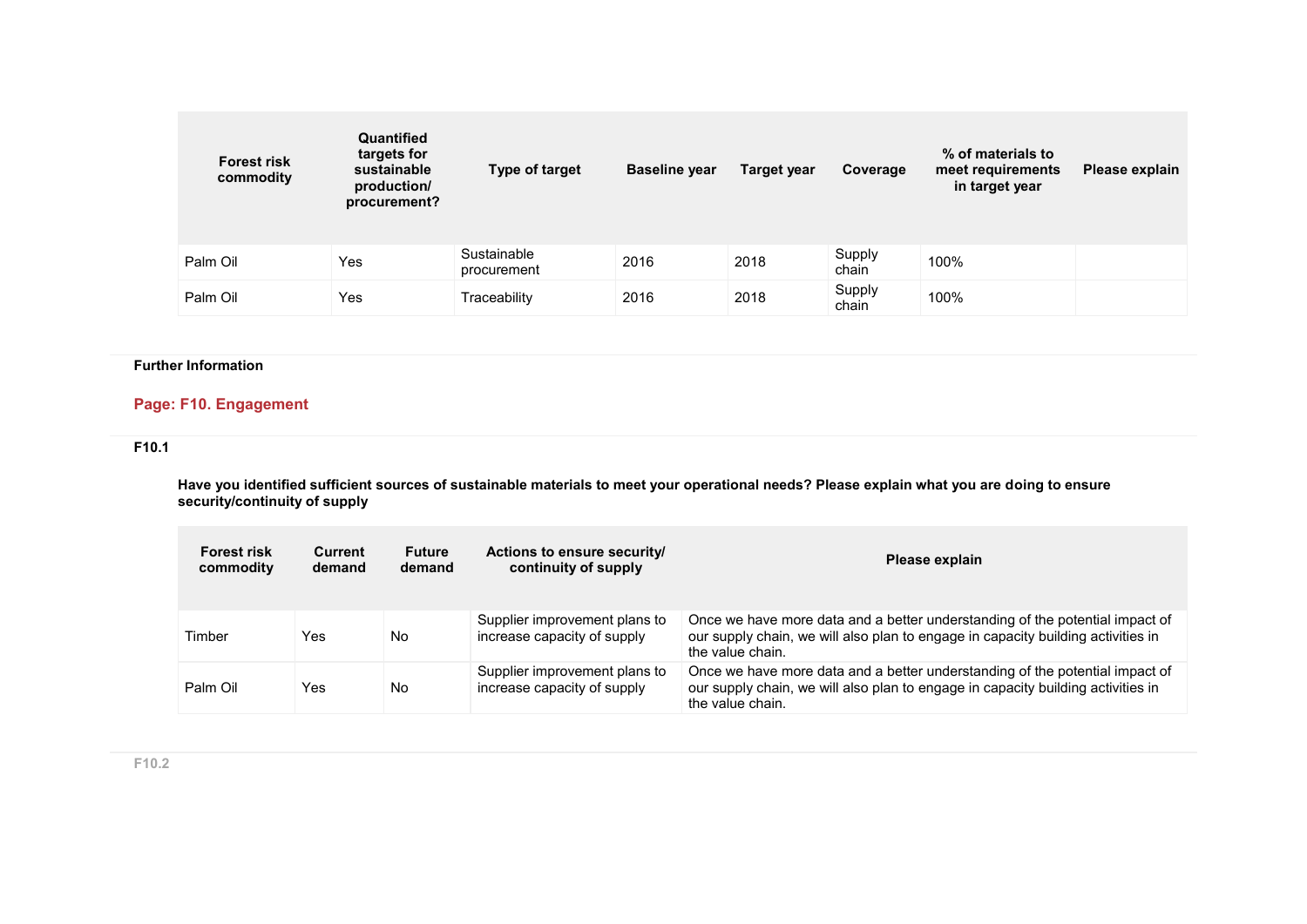| Forest risk commodity | Quantified targets for sustainable production/ procurement? | Type of target | Baseline year | Target year | Coverage | % of materials to meet requirements in target year | Please explain |
|---|---|---|---|---|---|---|---|
| Palm Oil | Yes | Sustainable procurement | 2016 | 2018 | Supply chain | 100% | |
| Palm Oil | Yes | Traceability | 2016 | 2018 | Supply chain | 100% | |

**Further Information**

## Page: F10. Engagement

**F10.1**

**Have you identified sufficient sources of sustainable materials to meet your operational needs? Please explain what you are doing to ensure security/continuity of supply**

| Forest risk commodity | Current demand | Future demand | Actions to ensure security/ continuity of supply | Please explain |
|---|---|---|---|---|
| Timber | Yes | No | Supplier improvement plans to increase capacity of supply | Once we have more data and a better understanding of the potential impact of our supply chain, we will also plan to engage in capacity building activities in the value chain. |
| Palm Oil | Yes | No | Supplier improvement plans to increase capacity of supply | Once we have more data and a better understanding of the potential impact of our supply chain, we will also plan to engage in capacity building activities in the value chain. |

**F10.2**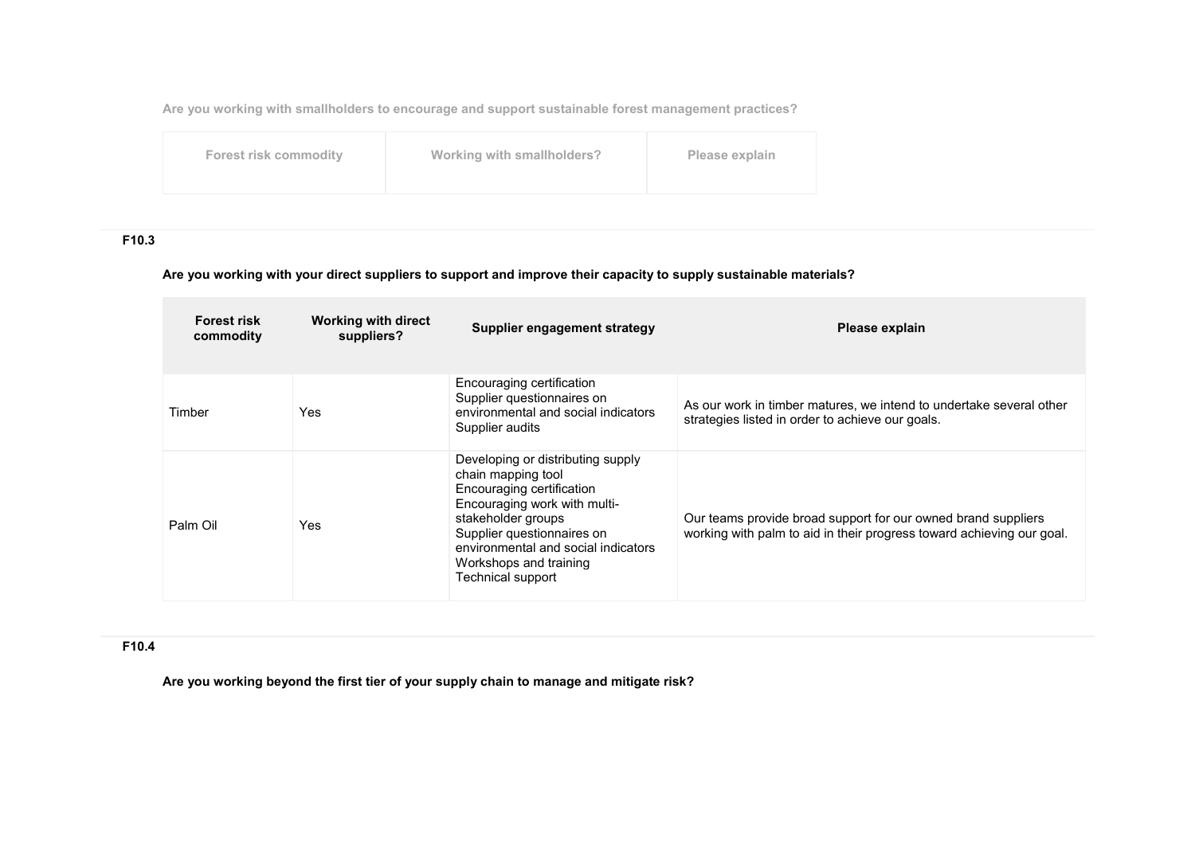Are you working with smallholders to encourage and support sustainable forest management practices?

| Forest risk commodity | Working with smallholders? | Please explain |
|---|---|---|

**F10.3**

**Are you working with your direct suppliers to support and improve their capacity to supply sustainable materials?**

| Forest risk commodity | Working with direct suppliers? | Supplier engagement strategy | Please explain |
|---|---|---|---|
| Timber | Yes | Encouraging certification<br>Supplier questionnaires on environmental and social indicators<br>Supplier audits | As our work in timber matures, we intend to undertake several other strategies listed in order to achieve our goals. |
| Palm Oil | Yes | Developing or distributing supply chain mapping tool<br>Encouraging certification<br>Encouraging work with multi-stakeholder groups<br>Supplier questionnaires on environmental and social indicators<br>Workshops and training<br>Technical support | Our teams provide broad support for our owned brand suppliers working with palm to aid in their progress toward achieving our goal. |

**F10.4**

**Are you working beyond the first tier of your supply chain to manage and mitigate risk?**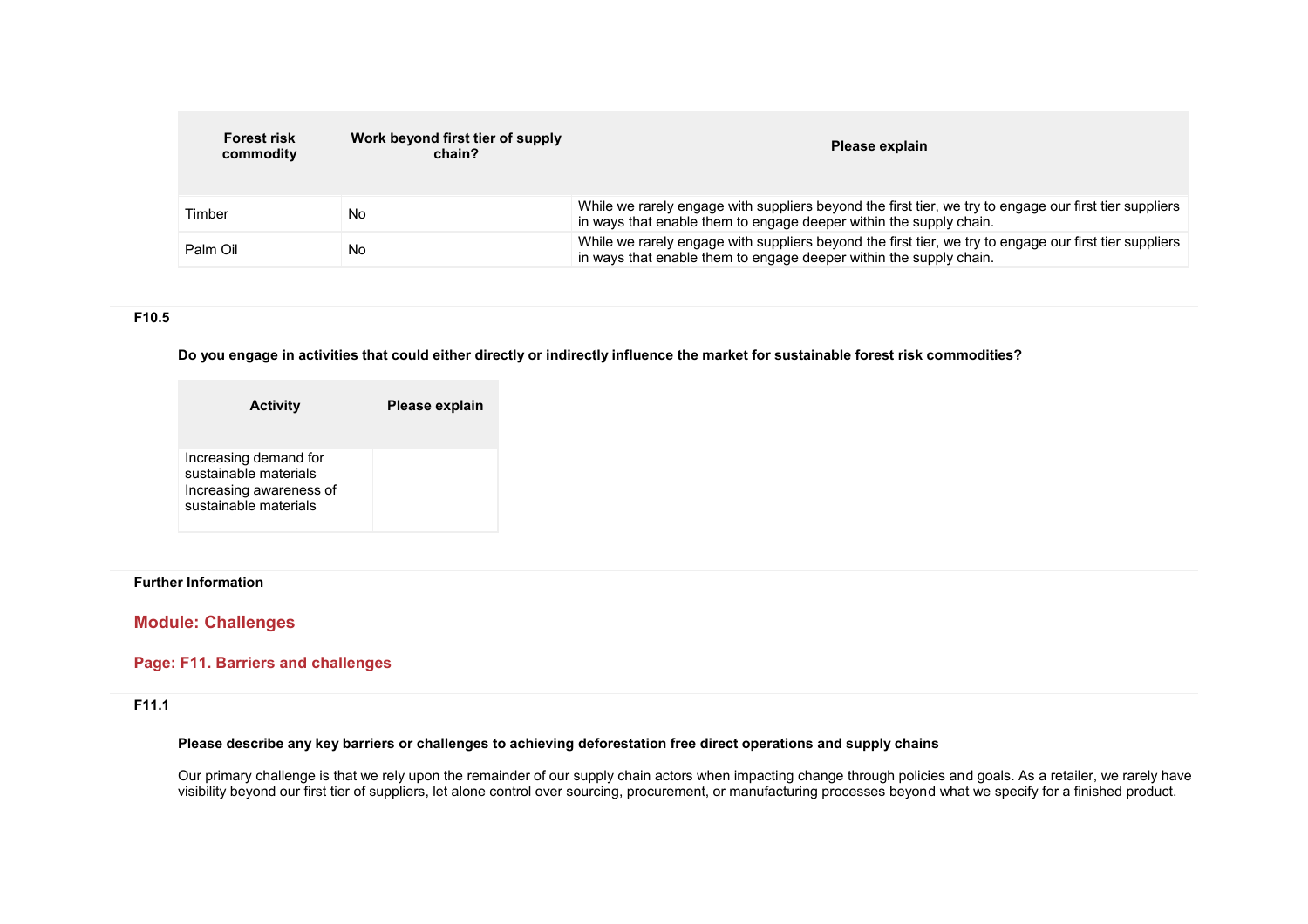| Forest risk commodity | Work beyond first tier of supply chain? | Please explain |
|---|---|---|
| Timber | No | While we rarely engage with suppliers beyond the first tier, we try to engage our first tier suppliers in ways that enable them to engage deeper within the supply chain. |
| Palm Oil | No | While we rarely engage with suppliers beyond the first tier, we try to engage our first tier suppliers in ways that enable them to engage deeper within the supply chain. |

**F10.5**

**Do you engage in activities that could either directly or indirectly influence the market for sustainable forest risk commodities?**

| Activity | Please explain |
|---|---|
| Increasing demand for sustainable materials<br>Increasing awareness of sustainable materials | |

**Further Information**

## Module: Challenges

### Page: F11. Barriers and challenges

**F11.1**

**Please describe any key barriers or challenges to achieving deforestation free direct operations and supply chains**

Our primary challenge is that we rely upon the remainder of our supply chain actors when impacting change through policies and goals. As a retailer, we rarely have visibility beyond our first tier of suppliers, let alone control over sourcing, procurement, or manufacturing processes beyond what we specify for a finished product.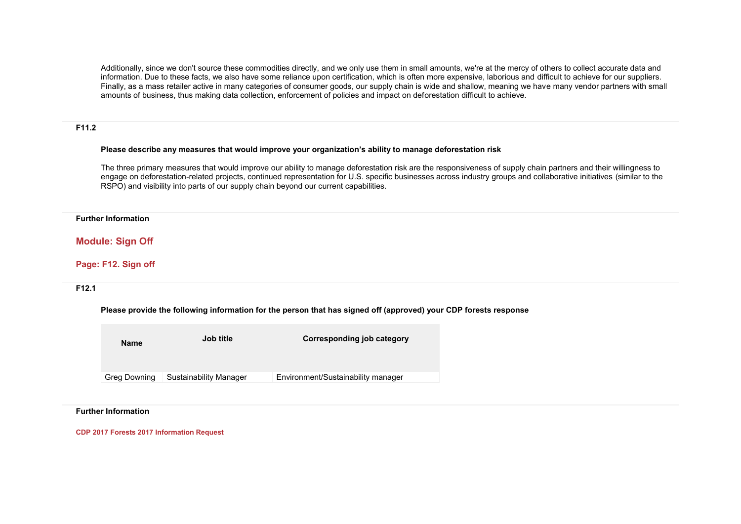Additionally, since we don't source these commodities directly, and we only use them in small amounts, we're at the mercy of others to collect accurate data and information. Due to these facts, we also have some reliance upon certification, which is often more expensive, laborious and difficult to achieve for our suppliers. Finally, as a mass retailer active in many categories of consumer goods, our supply chain is wide and shallow, meaning we have many vendor partners with small amounts of business, thus making data collection, enforcement of policies and impact on deforestation difficult to achieve.

**F11.2**

**Please describe any measures that would improve your organization's ability to manage deforestation risk**

The three primary measures that would improve our ability to manage deforestation risk are the responsiveness of supply chain partners and their willingness to engage on deforestation-related projects, continued representation for U.S. specific businesses across industry groups and collaborative initiatives (similar to the RSPO) and visibility into parts of our supply chain beyond our current capabilities.

**Further Information**

## Module: Sign Off

### Page: F12. Sign off

**F12.1**

**Please provide the following information for the person that has signed off (approved) your CDP forests response**

| Name | Job title | Corresponding job category |
|---|---|---|
| Greg Downing | Sustainability Manager | Environment/Sustainability manager |

**Further Information**

CDP 2017 Forests 2017 Information Request